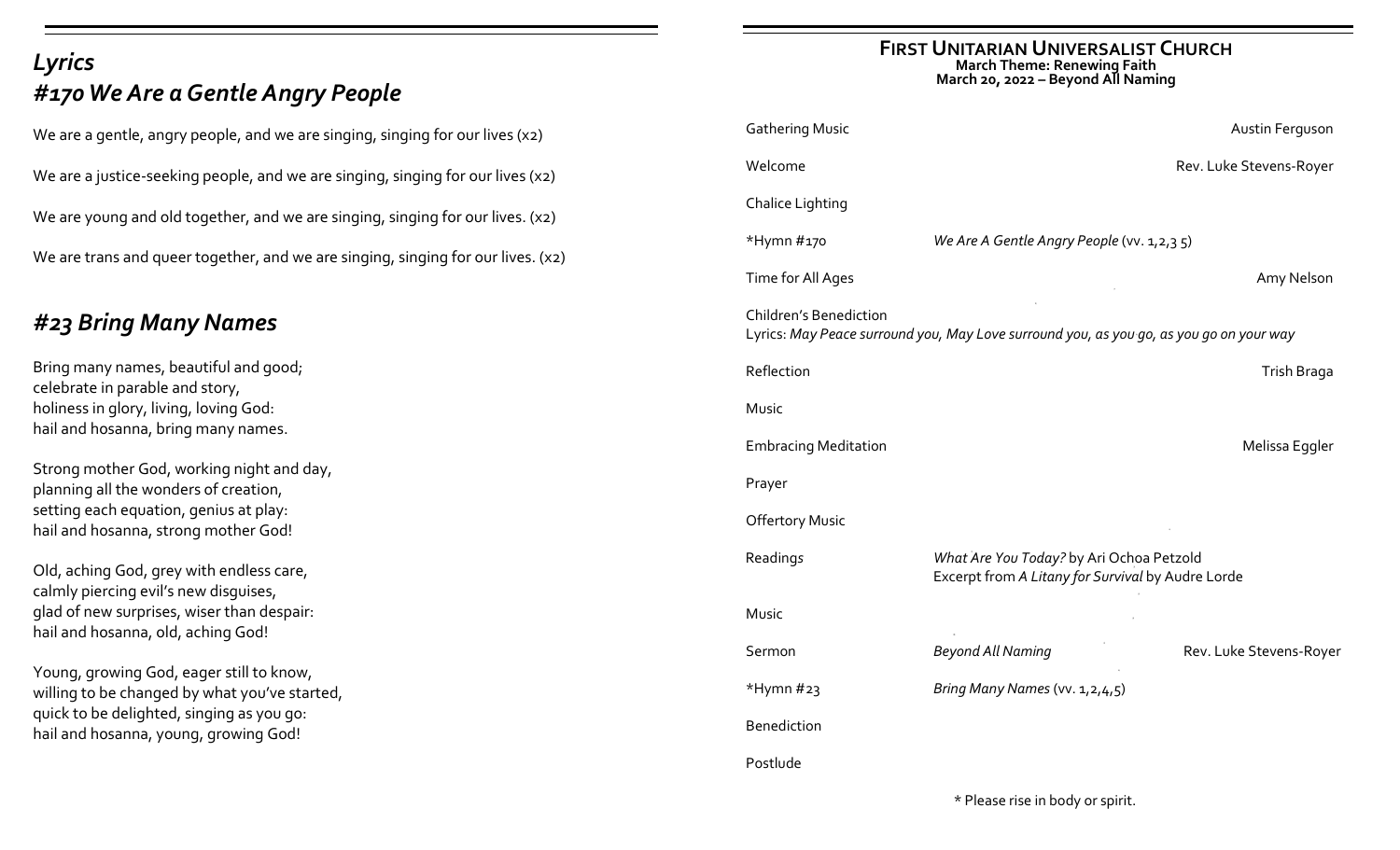# *Lyrics*

## *#170 We Are a Gentle Angry People*

We are a gentle, angry people, and we are singing, singing for our lives (x2)

We are a justice-seeking people, and we are singing, singing for our lives (x2)

We are young and old together, and we are singing, singing for our lives. (x2)

We are trans and queer together, and we are singing, singing for our lives. (x2)

## *#23 Bring Many Names*

Bring many names, beautiful and good;
celebrate in parable and story,
holiness in glory, living, loving God:
hail and hosanna, bring many names.

Strong mother God, working night and day,
planning all the wonders of creation,
setting each equation, genius at play:
hail and hosanna, strong mother God!

Old, aching God, grey with endless care,
calmly piercing evil's new disguises,
glad of new surprises, wiser than despair:
hail and hosanna, old, aching God!

Young, growing God, eager still to know,
willing to be changed by what you've started,
quick to be delighted, singing as you go:
hail and hosanna, young, growing God!

# FIRST UNITARIAN UNIVERSALIST CHURCH

**March Theme: Renewing Faith**
**March 20, 2022 – Beyond All Naming**

| | | |
|---|---|---|
| Gathering Music | | Austin Ferguson |
| Welcome | | Rev. Luke Stevens-Royer |
| Chalice Lighting | | |
| *Hymn #170 | *We Are A Gentle Angry People* (vv. 1,2,3 5) | |
| Time for All Ages | | Amy Nelson |

Children's Benediction
Lyrics: *May Peace surround you, May Love surround you, as you go, as you go on your way*

| | | |
|---|---|---|
| Reflection | | Trish Braga |
| Music | | |
| Embracing Meditation | | Melissa Eggler |
| Prayer | | |
| Offertory Music | | |
| Readings | *What Are You Today?* by Ari Ochoa Petzold<br>Excerpt from *A Litany for Survival* by Audre Lorde | |
| Music | | |
| Sermon | *Beyond All Naming* | Rev. Luke Stevens-Royer |
| *Hymn #23 | *Bring Many Names* (vv. 1,2,4,5) | |
| Benediction | | |
| Postlude | | |

* Please rise in body or spirit.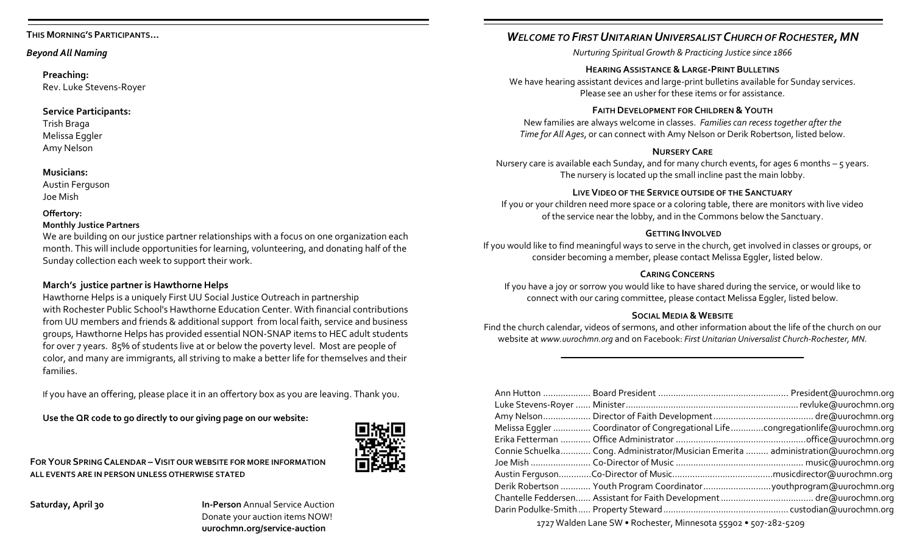**THIS MORNING'S PARTICIPANTS…**

*Beyond All Naming*

**Preaching:**
Rev. Luke Stevens-Royer

**Service Participants:**
Trish Braga
Melissa Eggler
Amy Nelson

**Musicians:**
Austin Ferguson
Joe Mish

**Offertory:**
**Monthly Justice Partners**
We are building on our justice partner relationships with a focus on one organization each month. This will include opportunities for learning, volunteering, and donating half of the Sunday collection each week to support their work.

**March's justice partner is Hawthorne Helps**
Hawthorne Helps is a uniquely First UU Social Justice Outreach in partnership with Rochester Public School's Hawthorne Education Center. With financial contributions from UU members and friends & additional support from local faith, service and business groups, Hawthorne Helps has provided essential NON-SNAP items to HEC adult students for over 7 years. 85% of students live at or below the poverty level. Most are people of color, and many are immigrants, all striving to make a better life for themselves and their families.

If you have an offering, please place it in an offertory box as you are leaving. Thank you.

**Use the QR code to go directly to our giving page on our website:**

**FOR YOUR SPRING CALENDAR – VISIT OUR WEBSITE FOR MORE INFORMATION**
**ALL EVENTS ARE IN PERSON UNLESS OTHERWISE STATED**

**Saturday, April 30** — **In-Person** Annual Service Auction
Donate your auction items NOW!
**uurochmn.org/service-auction**

## *WELCOME TO FIRST UNITARIAN UNIVERSALIST CHURCH OF ROCHESTER, MN*

*Nurturing Spiritual Growth & Practicing Justice since 1866*

**HEARING ASSISTANCE & LARGE-PRINT BULLETINS**
We have hearing assistant devices and large-print bulletins available for Sunday services. Please see an usher for these items or for assistance.

**FAITH DEVELOPMENT FOR CHILDREN & YOUTH**
New families are always welcome in classes. *Families can recess together after the Time for All Ages*, or can connect with Amy Nelson or Derik Robertson, listed below.

**NURSERY CARE**
Nursery care is available each Sunday, and for many church events, for ages 6 months – 5 years. The nursery is located up the small incline past the main lobby.

**LIVE VIDEO OF THE SERVICE OUTSIDE OF THE SANCTUARY**
If you or your children need more space or a coloring table, there are monitors with live video of the service near the lobby, and in the Commons below the Sanctuary.

**GETTING INVOLVED**
If you would like to find meaningful ways to serve in the church, get involved in classes or groups, or consider becoming a member, please contact Melissa Eggler, listed below.

**CARING CONCERNS**
If you have a joy or sorrow you would like to have shared during the service, or would like to connect with our caring committee, please contact Melissa Eggler, listed below.

**SOCIAL MEDIA & WEBSITE**
Find the church calendar, videos of sermons, and other information about the life of the church on our website at *www.uurochmn.org* and on Facebook: *First Unitarian Universalist Church-Rochester, MN.*

| | | |
|---|---|---|
| Ann Hutton | Board President | President@uurochmn.org |
| Luke Stevens-Royer | Minister | revluke@uurochmn.org |
| Amy Nelson | Director of Faith Development | dre@uurochmn.org |
| Melissa Eggler | Coordinator of Congregational Life | congregationlife@uurochmn.org |
| Erika Fetterman | Office Administrator | office@uurochmn.org |
| Connie Schuelka | Cong. Administrator/Musician Emerita | administration@uurochmn.org |
| Joe Mish | Co-Director of Music | music@uurochmn.org |
| Austin Ferguson | Co-Director of Music | musicdirector@uurochmn.org |
| Derik Robertson | Youth Program Coordinator | youthprogram@uurochmn.org |
| Chantelle Feddersen | Assistant for Faith Development | dre@uurochmn.org |
| Darin Podulke-Smith | Property Steward | custodian@uurochmn.org |

1727 Walden Lane SW • Rochester, Minnesota 55902 • 507-282-5209